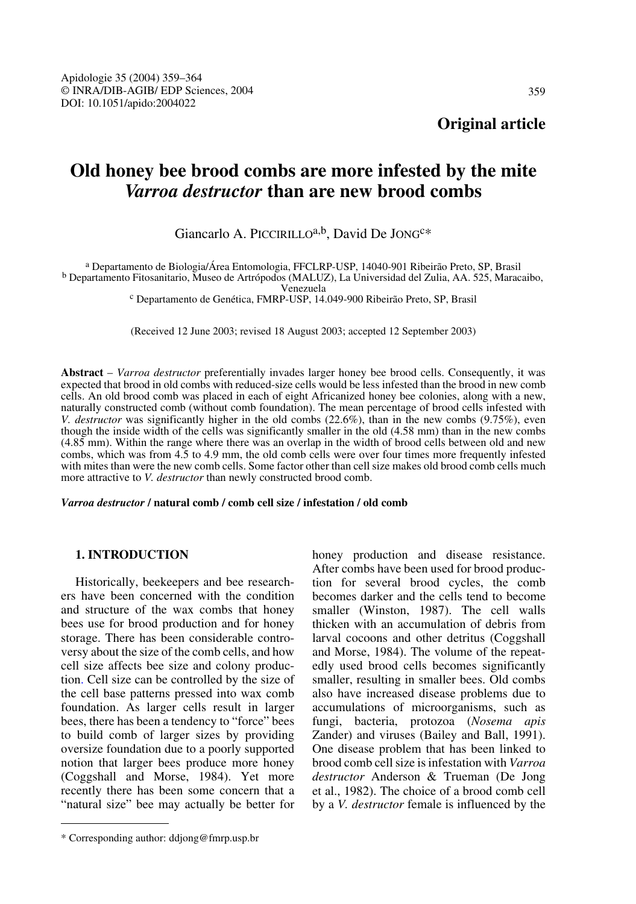**Original article**

# Old honey bee brood combs are more infested by the mite *Varroa destructor* than are new brood combs

Giancarlo A. PICCIRILLO[a,b], David DE JONG[c]*

[a] Departamento de Biologia/Área Entomologia, FFCLRP-USP, 14040-901 Ribeirão Preto, SP, Brasil
[b] Departamento Fitosanitario, Museo de Artrópodos (MALUZ), La Universidad del Zulia, AA. 525, Maracaibo, Venezuela
[c] Departamento de Genética, FMRP-USP, 14.049-900 Ribeirão Preto, SP, Brasil

(Received 12 June 2003; revised 18 August 2003; accepted 12 September 2003)

**Abstract** – *Varroa destructor* preferentially invades larger honey bee brood cells. Consequently, it was expected that brood in old combs with reduced-size cells would be less infested than the brood in new comb cells. An old brood comb was placed in each of eight Africanized honey bee colonies, along with a new, naturally constructed comb (without comb foundation). The mean percentage of brood cells infested with *V. destructor* was significantly higher in the old combs (22.6%), than in the new combs (9.75%), even though the inside width of the cells was significantly smaller in the old (4.58 mm) than in the new combs (4.85 mm). Within the range where there was an overlap in the width of brood cells between old and new combs, which was from 4.5 to 4.9 mm, the old comb cells were over four times more frequently infested with mites than were the new comb cells. Some factor other than cell size makes old brood comb cells much more attractive to *V. destructor* than newly constructed brood comb.

***Varroa destructor* / natural comb / comb cell size / infestation / old comb**

## 1. INTRODUCTION

Historically, beekeepers and bee researchers have been concerned with the condition and structure of the wax combs that honey bees use for brood production and for honey storage. There has been considerable controversy about the size of the comb cells, and how cell size affects bee size and colony production. Cell size can be controlled by the size of the cell base patterns pressed into wax comb foundation. As larger cells result in larger bees, there has been a tendency to "force" bees to build comb of larger sizes by providing oversize foundation due to a poorly supported notion that larger bees produce more honey (Coggshall and Morse, 1984). Yet more recently there has been some concern that a "natural size" bee may actually be better for honey production and disease resistance. After combs have been used for brood production for several brood cycles, the comb becomes darker and the cells tend to become smaller (Winston, 1987). The cell walls thicken with an accumulation of debris from larval cocoons and other detritus (Coggshall and Morse, 1984). The volume of the repeatedly used brood cells becomes significantly smaller, resulting in smaller bees. Old combs also have increased disease problems due to accumulations of microorganisms, such as fungi, bacteria, protozoa (*Nosema apis* Zander) and viruses (Bailey and Ball, 1991). One disease problem that has been linked to brood comb cell size is infestation with *Varroa destructor* Anderson & Trueman (De Jong et al., 1982). The choice of a brood comb cell by a *V. destructor* female is influenced by the

* Corresponding author: ddjong@fmrp.usp.br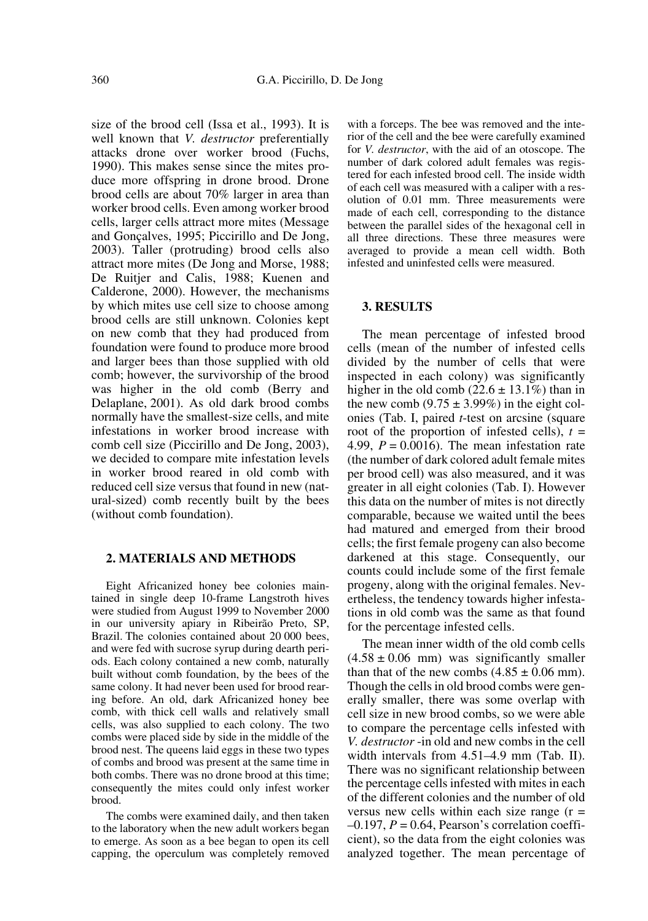size of the brood cell (Issa et al., 1993). It is well known that *V. destructor* preferentially attacks drone over worker brood (Fuchs, 1990). This makes sense since the mites produce more offspring in drone brood. Drone brood cells are about 70% larger in area than worker brood cells. Even among worker brood cells, larger cells attract more mites (Message and Gonçalves, 1995; Piccirillo and De Jong, 2003). Taller (protruding) brood cells also attract more mites (De Jong and Morse, 1988; De Ruitjer and Calis, 1988; Kuenen and Calderone, 2000). However, the mechanisms by which mites use cell size to choose among brood cells are still unknown. Colonies kept on new comb that they had produced from foundation were found to produce more brood and larger bees than those supplied with old comb; however, the survivorship of the brood was higher in the old comb (Berry and Delaplane, 2001). As old dark brood combs normally have the smallest-size cells, and mite infestations in worker brood increase with comb cell size (Piccirillo and De Jong, 2003), we decided to compare mite infestation levels in worker brood reared in old comb with reduced cell size versus that found in new (natural-sized) comb recently built by the bees (without comb foundation).

## 2. MATERIALS AND METHODS

Eight Africanized honey bee colonies maintained in single deep 10-frame Langstroth hives were studied from August 1999 to November 2000 in our university apiary in Ribeirão Preto, SP, Brazil. The colonies contained about 20 000 bees, and were fed with sucrose syrup during dearth periods. Each colony contained a new comb, naturally built without comb foundation, by the bees of the same colony. It had never been used for brood rearing before. An old, dark Africanized honey bee comb, with thick cell walls and relatively small cells, was also supplied to each colony. The two combs were placed side by side in the middle of the brood nest. The queens laid eggs in these two types of combs and brood was present at the same time in both combs. There was no drone brood at this time; consequently the mites could only infest worker brood.

The combs were examined daily, and then taken to the laboratory when the new adult workers began to emerge. As soon as a bee began to open its cell capping, the operculum was completely removed with a forceps. The bee was removed and the interior of the cell and the bee were carefully examined for *V. destructor*, with the aid of an otoscope. The number of dark colored adult females was registered for each infested brood cell. The inside width of each cell was measured with a caliper with a resolution of 0.01 mm. Three measurements were made of each cell, corresponding to the distance between the parallel sides of the hexagonal cell in all three directions. These three measures were averaged to provide a mean cell width. Both infested and uninfested cells were measured.

## 3. RESULTS

The mean percentage of infested brood cells (mean of the number of infested cells divided by the number of cells that were inspected in each colony) was significantly higher in the old comb (22.6 ± 13.1%) than in the new comb (9.75 ± 3.99%) in the eight colonies (Tab. I, paired *t*-test on arcsine (square root of the proportion of infested cells), $t$ = 4.99, $P$ = 0.0016). The mean infestation rate (the number of dark colored adult female mites per brood cell) was also measured, and it was greater in all eight colonies (Tab. I). However this data on the number of mites is not directly comparable, because we waited until the bees had matured and emerged from their brood cells; the first female progeny can also become darkened at this stage. Consequently, our counts could include some of the first female progeny, along with the original females. Nevertheless, the tendency towards higher infestations in old comb was the same as that found for the percentage infested cells.

The mean inner width of the old comb cells (4.58 ± 0.06 mm) was significantly smaller than that of the new combs (4.85 ± 0.06 mm). Though the cells in old brood combs were generally smaller, there was some overlap with cell size in new brood combs, so we were able to compare the percentage cells infested with *V. destructor* -in old and new combs in the cell width intervals from 4.51–4.9 mm (Tab. II). There was no significant relationship between the percentage cells infested with mites in each of the different colonies and the number of old versus new cells within each size range (r = –0.197, $P$ = 0.64, Pearson's correlation coefficient), so the data from the eight colonies was analyzed together. The mean percentage of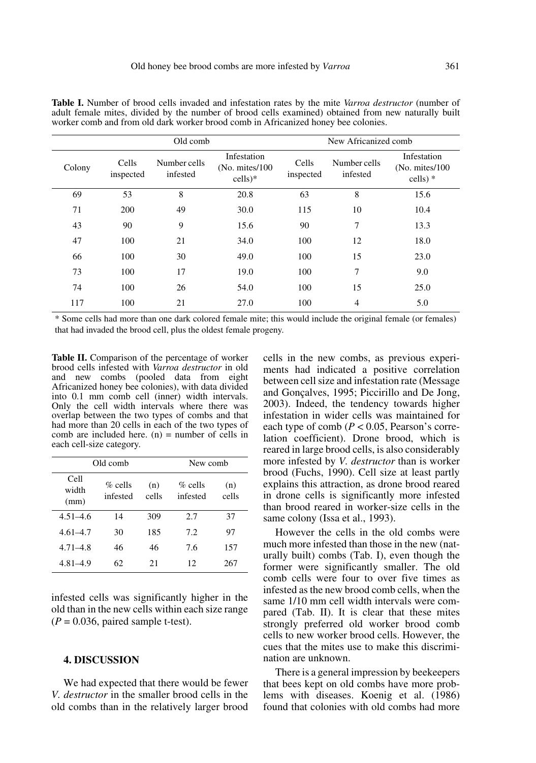**Table I.** Number of brood cells invaded and infestation rates by the mite *Varroa destructor* (number of adult female mites, divided by the number of brood cells examined) obtained from new naturally built worker comb and from old dark worker brood comb in Africanized honey bee colonies.

| | Old comb | | | New Africanized comb | | |
|---|---|---|---|---|---|---|
| Colony | Cells inspected | Number cells infested | Infestation (No. mites/100 cells)* | Cells inspected | Number cells infested | Infestation (No. mites/100 cells) * |
| 69 | 53 | 8 | 20.8 | 63 | 8 | 15.6 |
| 71 | 200 | 49 | 30.0 | 115 | 10 | 10.4 |
| 43 | 90 | 9 | 15.6 | 90 | 7 | 13.3 |
| 47 | 100 | 21 | 34.0 | 100 | 12 | 18.0 |
| 66 | 100 | 30 | 49.0 | 100 | 15 | 23.0 |
| 73 | 100 | 17 | 19.0 | 100 | 7 | 9.0 |
| 74 | 100 | 26 | 54.0 | 100 | 15 | 25.0 |
| 117 | 100 | 21 | 27.0 | 100 | 4 | 5.0 |

\* Some cells had more than one dark colored female mite; this would include the original female (or females) that had invaded the brood cell, plus the oldest female progeny.

**Table II.** Comparison of the percentage of worker brood cells infested with *Varroa destructor* in old and new combs (pooled data from eight Africanized honey bee colonies), with data divided into 0.1 mm comb cell (inner) width intervals. Only the cell width intervals where there was overlap between the two types of combs and that had more than 20 cells in each of the two types of comb are included here. (n) = number of cells in each cell-size category.

| Old comb | | | New comb | |
|---|---|---|---|---|
| Cell width (mm) | % cells infested | (n) cells | % cells infested | (n) cells |
| 4.51–4.6 | 14 | 309 | 2.7 | 37 |
| 4.61–4.7 | 30 | 185 | 7.2 | 97 |
| 4.71–4.8 | 46 | 46 | 7.6 | 157 |
| 4.81–4.9 | 62 | 21 | 12 | 267 |

infested cells was significantly higher in the old than in the new cells within each size range ($P = 0.036$, paired sample t-test).

## 4. DISCUSSION

We had expected that there would be fewer *V. destructor* in the smaller brood cells in the old combs than in the relatively larger brood cells in the new combs, as previous experiments had indicated a positive correlation between cell size and infestation rate (Message and Gonçalves, 1995; Piccirillo and De Jong, 2003). Indeed, the tendency towards higher infestation in wider cells was maintained for each type of comb ($P < 0.05$, Pearson's correlation coefficient). Drone brood, which is reared in large brood cells, is also considerably more infested by *V. destructor* than is worker brood (Fuchs, 1990). Cell size at least partly explains this attraction, as drone brood reared in drone cells is significantly more infested than brood reared in worker-size cells in the same colony (Issa et al., 1993).

However the cells in the old combs were much more infested than those in the new (naturally built) combs (Tab. I), even though the former were significantly smaller. The old comb cells were four to over five times as infested as the new brood comb cells, when the same 1/10 mm cell width intervals were compared (Tab. II). It is clear that these mites strongly preferred old worker brood comb cells to new worker brood cells. However, the cues that the mites use to make this discrimination are unknown.

There is a general impression by beekeepers that bees kept on old combs have more problems with diseases. Koenig et al. (1986) found that colonies with old combs had more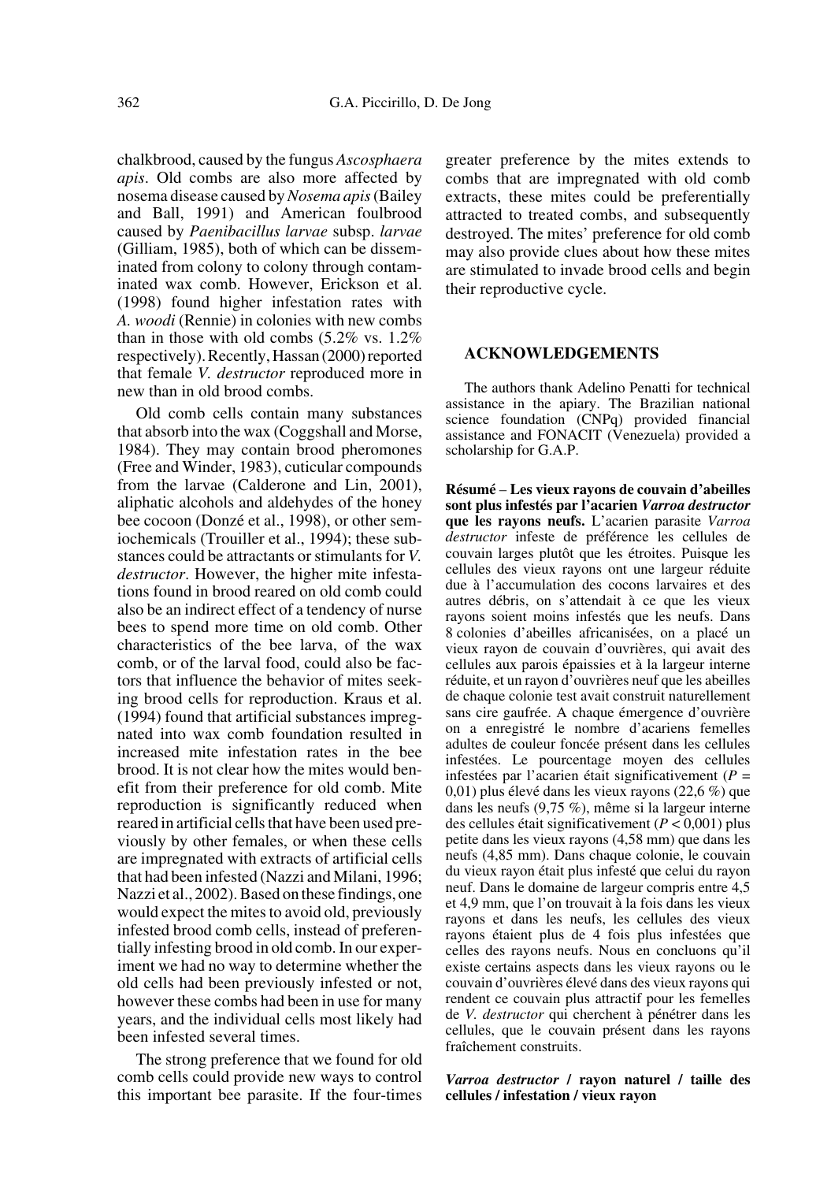chalkbrood, caused by the fungus *Ascosphaera apis*. Old combs are also more affected by nosema disease caused by *Nosema apis* (Bailey and Ball, 1991) and American foulbrood caused by *Paenibacillus larvae* subsp. *larvae* (Gilliam, 1985), both of which can be disseminated from colony to colony through contaminated wax comb. However, Erickson et al. (1998) found higher infestation rates with *A. woodi* (Rennie) in colonies with new combs than in those with old combs (5.2% vs. 1.2% respectively). Recently, Hassan (2000) reported that female *V. destructor* reproduced more in new than in old brood combs.

Old comb cells contain many substances that absorb into the wax (Coggshall and Morse, 1984). They may contain brood pheromones (Free and Winder, 1983), cuticular compounds from the larvae (Calderone and Lin, 2001), aliphatic alcohols and aldehydes of the honey bee cocoon (Donzé et al., 1998), or other semiochemicals (Trouiller et al., 1994); these substances could be attractants or stimulants for *V. destructor*. However, the higher mite infestations found in brood reared on old comb could also be an indirect effect of a tendency of nurse bees to spend more time on old comb. Other characteristics of the bee larva, of the wax comb, or of the larval food, could also be factors that influence the behavior of mites seeking brood cells for reproduction. Kraus et al. (1994) found that artificial substances impregnated into wax comb foundation resulted in increased mite infestation rates in the bee brood. It is not clear how the mites would benefit from their preference for old comb. Mite reproduction is significantly reduced when reared in artificial cells that have been used previously by other females, or when these cells are impregnated with extracts of artificial cells that had been infested (Nazzi and Milani, 1996; Nazzi et al., 2002). Based on these findings, one would expect the mites to avoid old, previously infested brood comb cells, instead of preferentially infesting brood in old comb. In our experiment we had no way to determine whether the old cells had been previously infested or not, however these combs had been in use for many years, and the individual cells most likely had been infested several times.

The strong preference that we found for old comb cells could provide new ways to control this important bee parasite. If the four-times greater preference by the mites extends to combs that are impregnated with old comb extracts, these mites could be preferentially attracted to treated combs, and subsequently destroyed. The mites' preference for old comb may also provide clues about how these mites are stimulated to invade brood cells and begin their reproductive cycle.

## ACKNOWLEDGEMENTS

The authors thank Adelino Penatti for technical assistance in the apiary. The Brazilian national science foundation (CNPq) provided financial assistance and FONACIT (Venezuela) provided a scholarship for G.A.P.

**Résumé** – **Les vieux rayons de couvain d'abeilles sont plus infestés par l'acarien *Varroa destructor* que les rayons neufs.** L'acarien parasite *Varroa destructor* infeste de préférence les cellules de couvain larges plutôt que les étroites. Puisque les cellules des vieux rayons ont une largeur réduite due à l'accumulation des cocons larvaires et des autres débris, on s'attendait à ce que les vieux rayons soient moins infestés que les neufs. Dans 8 colonies d'abeilles africanisées, on a placé un vieux rayon de couvain d'ouvrières, qui avait des cellules aux parois épaissies et à la largeur interne réduite, et un rayon d'ouvrières neuf que les abeilles de chaque colonie test avait construit naturellement sans cire gaufrée. A chaque émergence d'ouvrière on a enregistré le nombre d'acariens femelles adultes de couleur foncée présent dans les cellules infestées. Le pourcentage moyen des cellules infestées par l'acarien était significativement ($P$ = 0,01) plus élevé dans les vieux rayons (22,6 %) que dans les neufs (9,75 %), même si la largeur interne des cellules était significativement ($P < 0{,}001$) plus petite dans les vieux rayons (4,58 mm) que dans les neufs (4,85 mm). Dans chaque colonie, le couvain du vieux rayon était plus infesté que celui du rayon neuf. Dans le domaine de largeur compris entre 4,5 et 4,9 mm, que l'on trouvait à la fois dans les vieux rayons et dans les neufs, les cellules des vieux rayons étaient plus de 4 fois plus infestées que celles des rayons neufs. Nous en concluons qu'il existe certains aspects dans les vieux rayons ou le couvain d'ouvrières élevé dans des vieux rayons qui rendent ce couvain plus attractif pour les femelles de *V. destructor* qui cherchent à pénétrer dans les cellules, que le couvain présent dans les rayons fraîchement construits.

***Varroa destructor* / rayon naturel / taille des cellules / infestation / vieux rayon**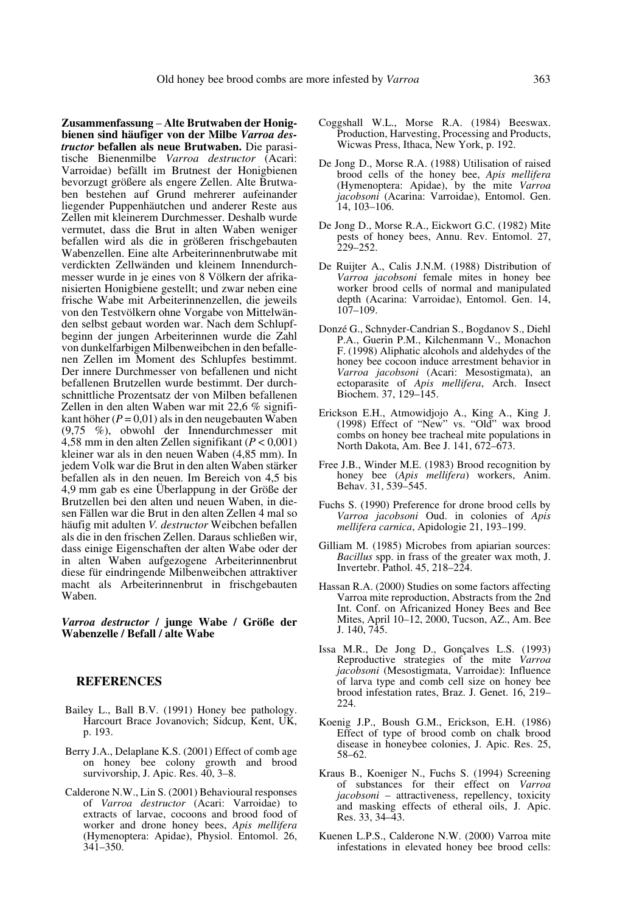**Zusammenfassung** – **Alte Brutwaben der Honigbienen sind häufiger von der Milbe *Varroa destructor* befallen als neue Brutwaben.** Die parasitische Bienenmilbe *Varroa destructor* (Acari: Varroidae) befällt im Brutnest der Honigbienen bevorzugt größere als engere Zellen. Alte Brutwaben bestehen auf Grund mehrerer aufeinander liegender Puppenhäutchen und anderer Reste aus Zellen mit kleinerem Durchmesser. Deshalb wurde vermutet, dass die Brut in alten Waben weniger befallen wird als die in größeren frischgebauten Wabenzellen. Eine alte Arbeiterinnenbrutwabe mit verdickten Zellwänden und kleinem Innendurchmesser wurde in je eines von 8 Völkern der afrikanisierten Honigbiene gestellt; und zwar neben eine frische Wabe mit Arbeiterinnenzellen, die jeweils von den Testvölkern ohne Vorgabe von Mittelwänden selbst gebaut worden war. Nach dem Schlupfbeginn der jungen Arbeiterinnen wurde die Zahl von dunkelfarbigen Milbenweibchen in den befallenen Zellen im Moment des Schlupfes bestimmt. Der innere Durchmesser von befallenen und nicht befallenen Brutzellen wurde bestimmt. Der durchschnittliche Prozentsatz der von Milben befallenen Zellen in den alten Waben war mit 22,6 % signifikant höher ($P = 0{,}01$) als in den neugebauten Waben (9,75 %), obwohl der Innendurchmesser mit 4,58 mm in den alten Zellen signifikant ($P < 0{,}001$) kleiner war als in den neuen Waben (4,85 mm). In jedem Volk war die Brut in den alten Waben stärker befallen als in den neuen. Im Bereich von 4,5 bis 4,9 mm gab es eine Überlappung in der Größe der Brutzellen bei den alten und neuen Waben, in diesen Fällen war die Brut in den alten Zellen 4 mal so häufig mit adulten *V. destructor* Weibchen befallen als die in den frischen Zellen. Daraus schließen wir, dass einige Eigenschaften der alten Wabe oder der in alten Waben aufgezogene Arbeiterinnenbrut diese für eindringende Milbenweibchen attraktiver macht als Arbeiterinnenbrut in frischgebauten Waben.

***Varroa destructor*** **/ junge Wabe / Größe der Wabenzelle / Befall / alte Wabe**

## REFERENCES

Bailey L., Ball B.V. (1991) Honey bee pathology. Harcourt Brace Jovanovich; Sidcup, Kent, UK, p. 193.

Berry J.A., Delaplane K.S. (2001) Effect of comb age on honey bee colony growth and brood survivorship, J. Apic. Res. 40, 3–8.

Calderone N.W., Lin S. (2001) Behavioural responses of *Varroa destructor* (Acari: Varroidae) to extracts of larvae, cocoons and brood food of worker and drone honey bees, *Apis mellifera* (Hymenoptera: Apidae), Physiol. Entomol. 26, 341–350.

Coggshall W.L., Morse R.A. (1984) Beeswax. Production, Harvesting, Processing and Products, Wicwas Press, Ithaca, New York, p. 192.

De Jong D., Morse R.A. (1988) Utilisation of raised brood cells of the honey bee, *Apis mellifera* (Hymenoptera: Apidae), by the mite *Varroa jacobsoni* (Acarina: Varroidae), Entomol. Gen. 14, 103–106.

De Jong D., Morse R.A., Eickwort G.C. (1982) Mite pests of honey bees, Annu. Rev. Entomol. 27, 229–252.

De Ruijter A., Calis J.N.M. (1988) Distribution of *Varroa jacobsoni* female mites in honey bee worker brood cells of normal and manipulated depth (Acarina: Varroidae), Entomol. Gen. 14, 107–109.

Donzé G., Schnyder-Candrian S., Bogdanov S., Diehl P.A., Guerin P.M., Kilchenmann V., Monachon F. (1998) Aliphatic alcohols and aldehydes of the honey bee cocoon induce arrestment behavior in *Varroa jacobsoni* (Acari: Mesostigmata), an ectoparasite of *Apis mellifera*, Arch. Insect Biochem. 37, 129–145.

Erickson E.H., Atmowidjojo A., King A., King J. (1998) Effect of "New" vs. "Old" wax brood combs on honey bee tracheal mite populations in North Dakota, Am. Bee J. 141, 672–673.

Free J.B., Winder M.E. (1983) Brood recognition by honey bee (*Apis mellifera*) workers, Anim. Behav. 31, 539–545.

Fuchs S. (1990) Preference for drone brood cells by *Varroa jacobsoni* Oud. in colonies of *Apis mellifera carnica*, Apidologie 21, 193–199.

Gilliam M. (1985) Microbes from apiarian sources: *Bacillus* spp. in frass of the greater wax moth, J. Invertebr. Pathol. 45, 218–224.

Hassan R.A. (2000) Studies on some factors affecting Varroa mite reproduction, Abstracts from the 2nd Int. Conf. on Africanized Honey Bees and Bee Mites, April 10–12, 2000, Tucson, AZ., Am. Bee J. 140, 745.

Issa M.R., De Jong D., Gonçalves L.S. (1993) Reproductive strategies of the mite *Varroa jacobsoni* (Mesostigmata, Varroidae): Influence of larva type and comb cell size on honey bee brood infestation rates, Braz. J. Genet. 16, 219–224.

Koenig J.P., Boush G.M., Erickson, E.H. (1986) Effect of type of brood comb on chalk brood disease in honeybee colonies, J. Apic. Res. 25, 58–62.

Kraus B., Koeniger N., Fuchs S. (1994) Screening of substances for their effect on *Varroa jacobsoni* – attractiveness, repellency, toxicity and masking effects of etheral oils, J. Apic. Res. 33, 34–43.

Kuenen L.P.S., Calderone N.W. (2000) Varroa mite infestations in elevated honey bee brood cells: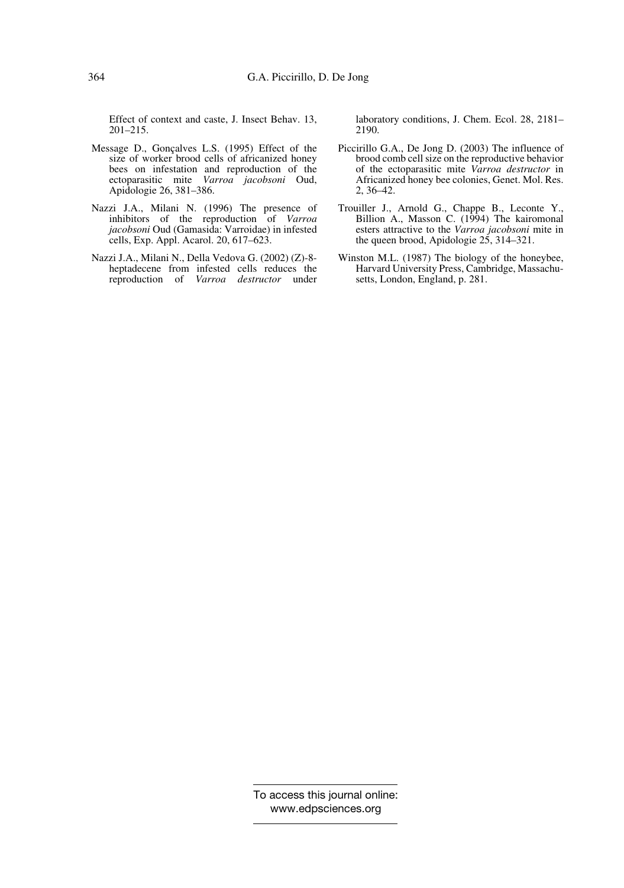Effect of context and caste, J. Insect Behav. 13, 201–215.

Message D., Gonçalves L.S. (1995) Effect of the size of worker brood cells of africanized honey bees on infestation and reproduction of the ectoparasitic mite *Varroa jacobsoni* Oud, Apidologie 26, 381–386.

Nazzi J.A., Milani N. (1996) The presence of inhibitors of the reproduction of *Varroa jacobsoni* Oud (Gamasida: Varroidae) in infested cells, Exp. Appl. Acarol. 20, 617–623.

Nazzi J.A., Milani N., Della Vedova G. (2002) (Z)-8-heptadecene from infested cells reduces the reproduction of *Varroa destructor* under laboratory conditions, J. Chem. Ecol. 28, 2181–2190.

Piccirillo G.A., De Jong D. (2003) The influence of brood comb cell size on the reproductive behavior of the ectoparasitic mite *Varroa destructor* in Africanized honey bee colonies, Genet. Mol. Res. 2, 36–42.

Trouiller J., Arnold G., Chappe B., Leconte Y., Billion A., Masson C. (1994) The kairomonal esters attractive to the *Varroa jacobsoni* mite in the queen brood, Apidologie 25, 314–321.

Winston M.L. (1987) The biology of the honeybee, Harvard University Press, Cambridge, Massachusetts, London, England, p. 281.

To access this journal online:
www.edpsciences.org